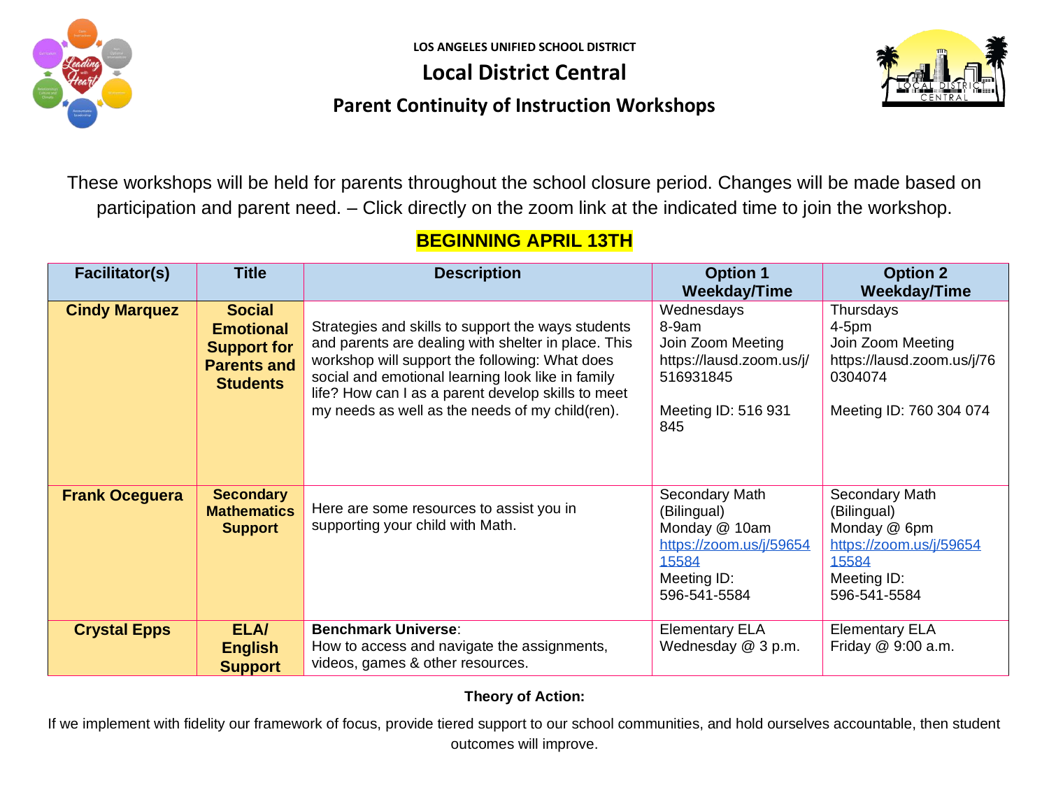LOS ANGELES UNIFIED SCHOOL DISTRICT

# Local District Central

## Parent Continuity of Instruction Workshops

These workshops will be held for parents throughout the school closure period. Changes will be made based on participation and parent need. – Click directly on the zoom link at the indicated time to join the workshop.

**BEGINNING APRIL 13TH**

| Facilitator(s) | Title | Description | Option 1 Weekday/Time | Option 2 Weekday/Time |
|---|---|---|---|---|
| **Cindy Marquez** | **Social Emotional Support for Parents and Students** | Strategies and skills to support the ways students and parents are dealing with shelter in place. This workshop will support the following: What does social and emotional learning look like in family life? How can I as a parent develop skills to meet my needs as well as the needs of my child(ren). | Wednesdays<br>8-9am<br>Join Zoom Meeting<br>https://lausd.zoom.us/j/516931845<br><br>Meeting ID: 516 931 845 | Thursdays<br>4-5pm<br>Join Zoom Meeting<br>https://lausd.zoom.us/j/760304074<br><br>Meeting ID: 760 304 074 |
| **Frank Oceguera** | **Secondary Mathematics Support** | Here are some resources to assist you in supporting your child with Math. | Secondary Math (Bilingual)<br>Monday @ 10am<br>https://zoom.us/j/5965415584<br>Meeting ID:<br>596-541-5584 | Secondary Math (Bilingual)<br>Monday @ 6pm<br>https://zoom.us/j/5965415584<br>Meeting ID:<br>596-541-5584 |
| **Crystal Epps** | **ELA/ English Support** | **Benchmark Universe**:<br>How to access and navigate the assignments, videos, games & other resources. | Elementary ELA<br>Wednesday @ 3 p.m. | Elementary ELA<br>Friday @ 9:00 a.m. |

**Theory of Action:**

If we implement with fidelity our framework of focus, provide tiered support to our school communities, and hold ourselves accountable, then student outcomes will improve.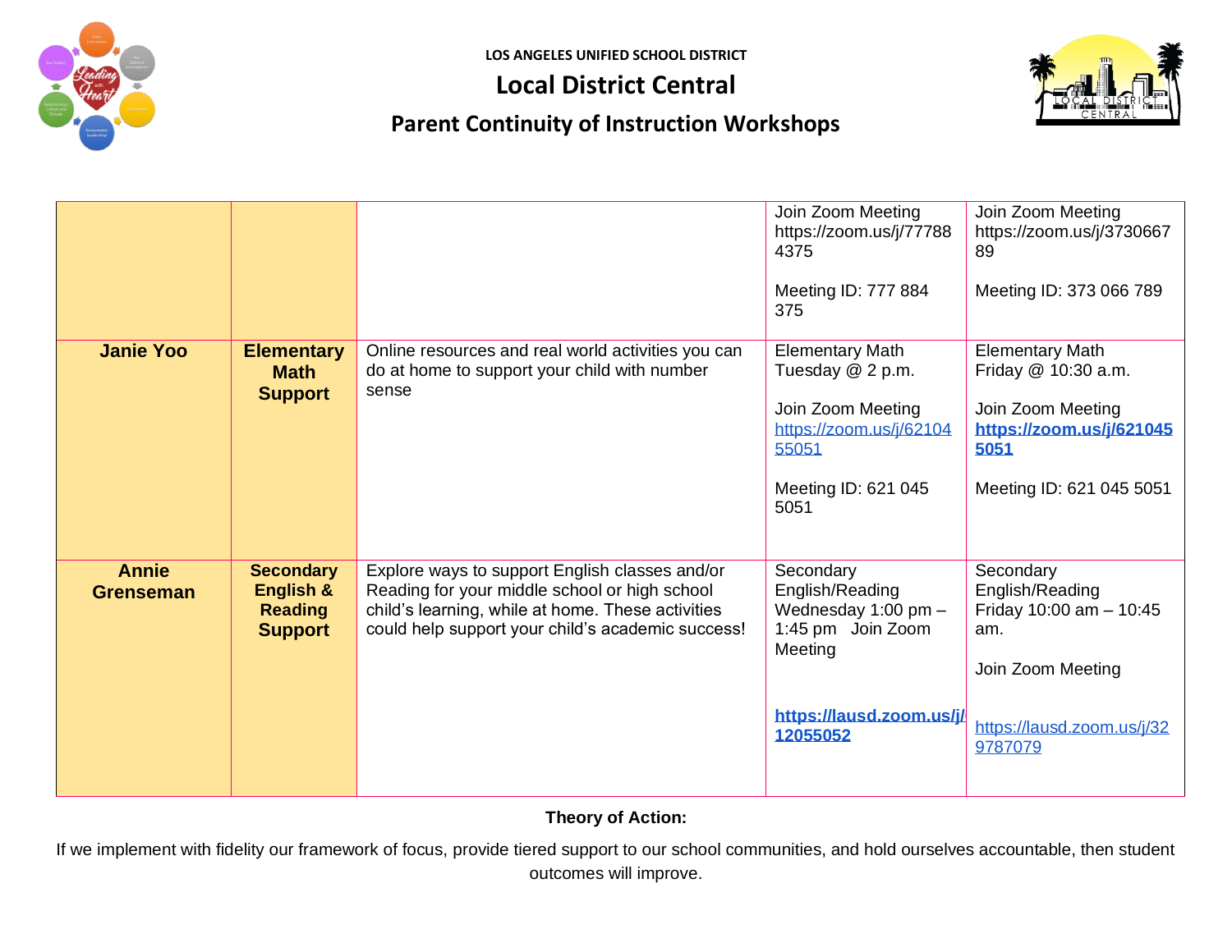LOS ANGELES UNIFIED SCHOOL DISTRICT

# Local District Central

## Parent Continuity of Instruction Workshops

| | | | | |
|---|---|---|---|---|
| | | | Join Zoom Meeting https://zoom.us/j/777884375<br><br>Meeting ID: 777 884 375 | Join Zoom Meeting https://zoom.us/j/373066789<br><br>Meeting ID: 373 066 789 |
| **Janie Yoo** | **Elementary Math Support** | Online resources and real world activities you can do at home to support your child with number sense | Elementary Math Tuesday @ 2 p.m.<br><br>Join Zoom Meeting https://zoom.us/j/6210455051<br><br>Meeting ID: 621 045 5051 | Elementary Math Friday @ 10:30 a.m.<br><br>Join Zoom Meeting **https://zoom.us/j/6210455051**<br><br>Meeting ID: 621 045 5051 |
| **Annie Grenseman** | **Secondary English & Reading Support** | Explore ways to support English classes and/or Reading for your middle school or high school child's learning, while at home. These activities could help support your child's academic success! | Secondary English/Reading Wednesday 1:00 pm – 1:45 pm Join Zoom Meeting<br><br>**https://lausd.zoom.us/j/12055052** | Secondary English/Reading Friday 10:00 am – 10:45 am.<br><br>Join Zoom Meeting<br><br>https://lausd.zoom.us/j/329787079 |

**Theory of Action:**

If we implement with fidelity our framework of focus, provide tiered support to our school communities, and hold ourselves accountable, then student outcomes will improve.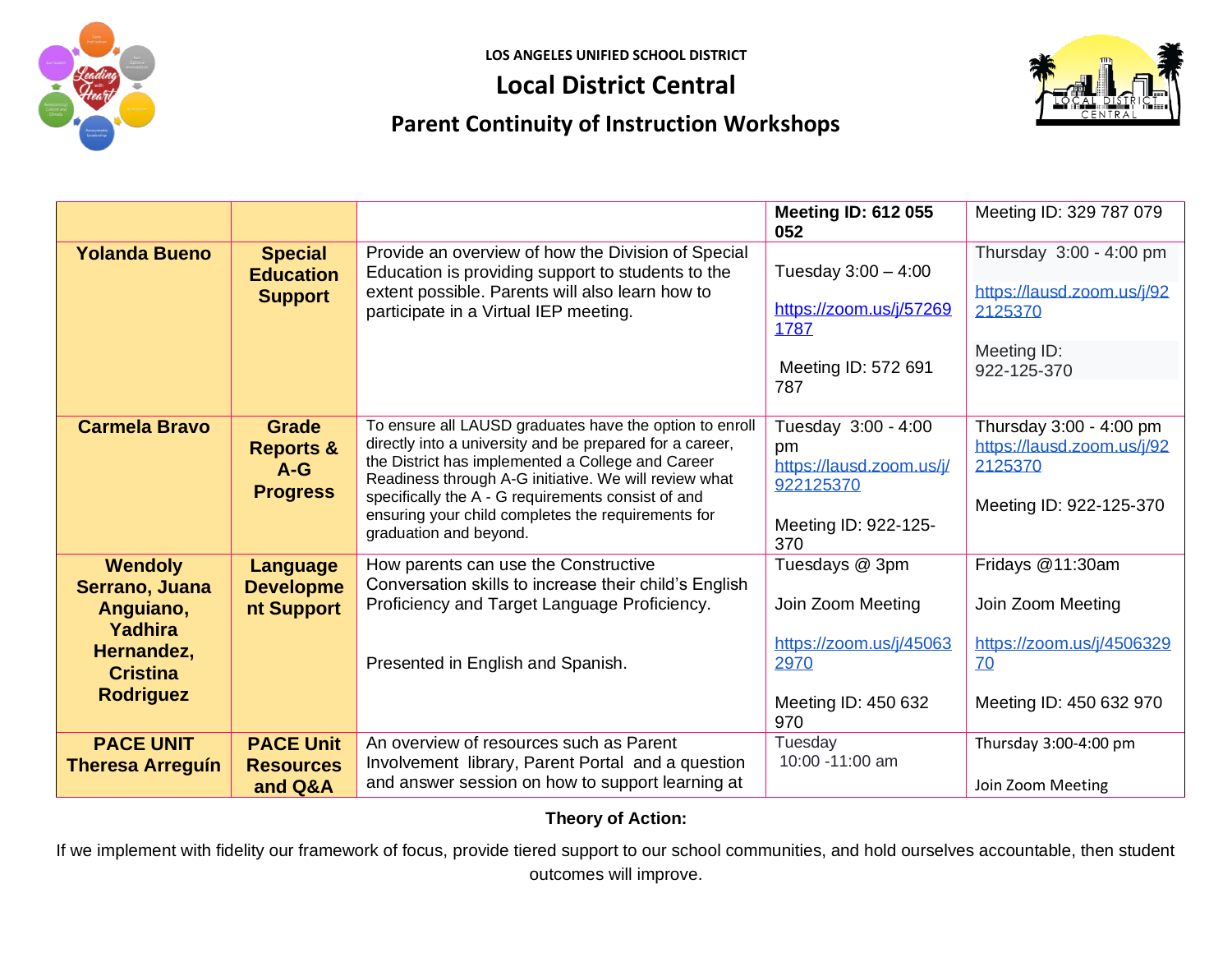LOS ANGELES UNIFIED SCHOOL DISTRICT

# Local District Central

## Parent Continuity of Instruction Workshops

| | | | | |
|---|---|---|---|---|
| | | | **Meeting ID: 612 055 052** | Meeting ID: 329 787 079 |
| **Yolanda Bueno** | **Special Education Support** | Provide an overview of how the Division of Special Education is providing support to students to the extent possible. Parents will also learn how to participate in a Virtual IEP meeting. | Tuesday 3:00 – 4:00<br><br>https://zoom.us/j/572691787<br><br>Meeting ID: 572 691 787 | Thursday 3:00 - 4:00 pm<br><br>https://lausd.zoom.us/j/922125370<br><br>Meeting ID: 922-125-370 |
| **Carmela Bravo** | **Grade Reports & A-G Progress** | To ensure all LAUSD graduates have the option to enroll directly into a university and be prepared for a career, the District has implemented a College and Career Readiness through A-G initiative. We will review what specifically the A - G requirements consist of and ensuring your child completes the requirements for graduation and beyond. | Tuesday 3:00 - 4:00 pm<br>https://lausd.zoom.us/j/922125370<br><br>Meeting ID: 922-125-370 | Thursday 3:00 - 4:00 pm<br>https://lausd.zoom.us/j/922125370<br><br>Meeting ID: 922-125-370 |
| **Wendoly Serrano, Juana Anguiano, Yadhira Hernandez, Cristina Rodriguez** | **Language Development Support** | How parents can use the Constructive Conversation skills to increase their child's English Proficiency and Target Language Proficiency.<br><br>Presented in English and Spanish. | Tuesdays @ 3pm<br><br>Join Zoom Meeting<br><br>https://zoom.us/j/450632970<br><br>Meeting ID: 450 632 970 | Fridays @11:30am<br><br>Join Zoom Meeting<br><br>https://zoom.us/j/450632970<br><br>Meeting ID: 450 632 970 |
| **PACE UNIT Theresa Arreguín** | **PACE Unit Resources and Q&A** | An overview of resources such as Parent Involvement library, Parent Portal and a question and answer session on how to support learning at | Tuesday<br>10:00 -11:00 am | Thursday 3:00-4:00 pm<br><br>Join Zoom Meeting |

**Theory of Action:**

If we implement with fidelity our framework of focus, provide tiered support to our school communities, and hold ourselves accountable, then student outcomes will improve.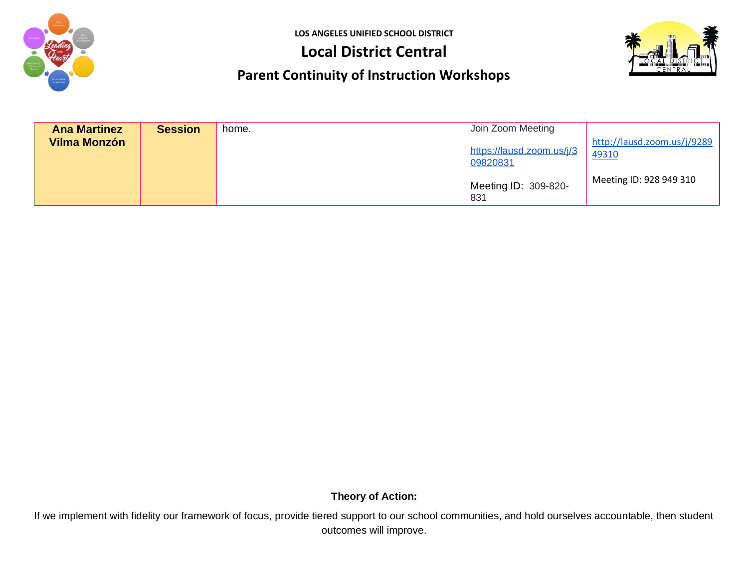LOS ANGELES UNIFIED SCHOOL DISTRICT

# Local District Central

## Parent Continuity of Instruction Workshops

| | | | | |
|---|---|---|---|---|
| **Ana Martinez Vilma Monzón** | **Session** | home. | Join Zoom Meeting<br><br>https://lausd.zoom.us/j/309820831<br><br>Meeting ID: 309-820-831 | http://lausd.zoom.us/j/928949310<br><br>Meeting ID: 928 949 310 |

**Theory of Action:**

If we implement with fidelity our framework of focus, provide tiered support to our school communities, and hold ourselves accountable, then student outcomes will improve.